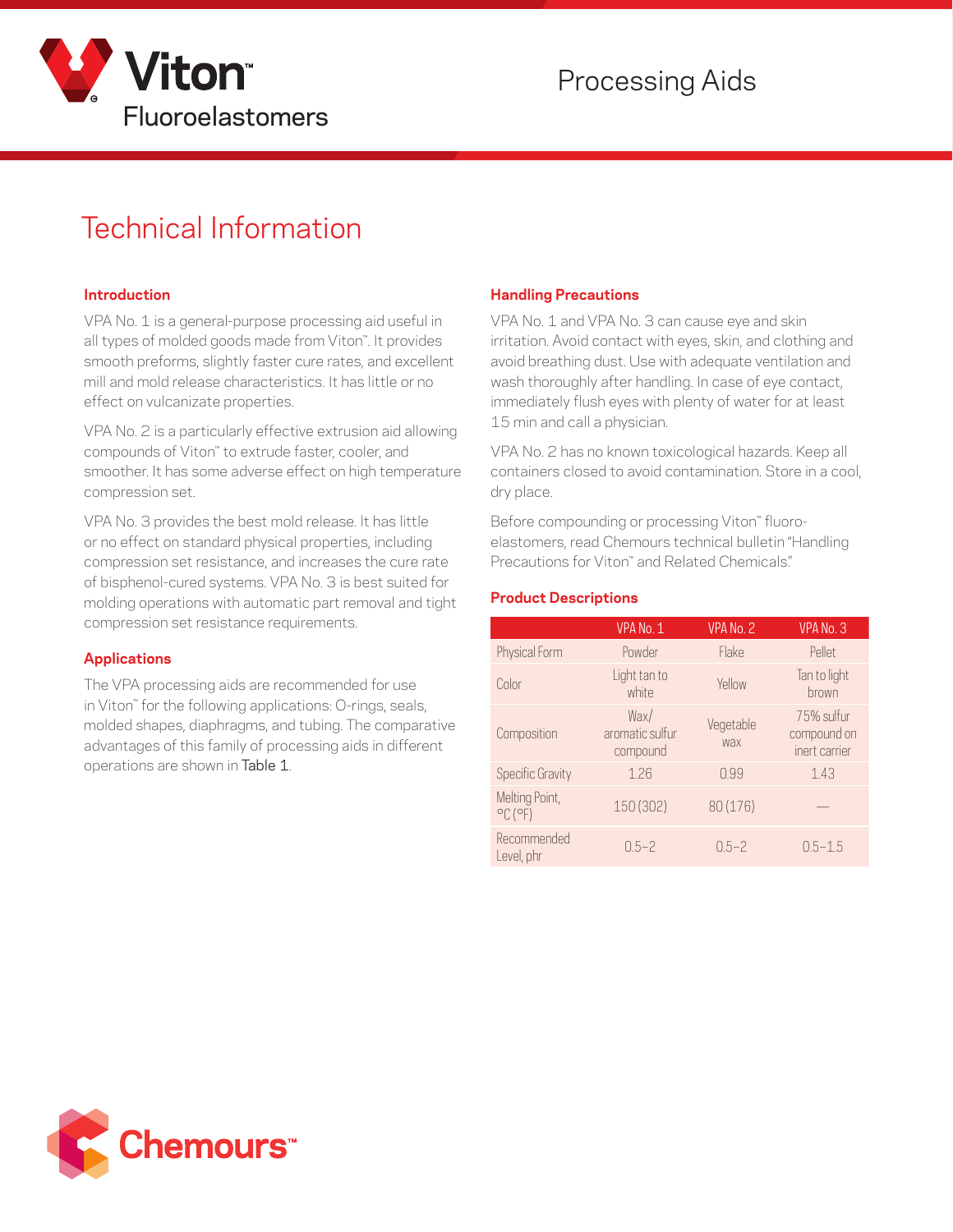# Viton™ Fluoroelastomers

## Processing Aids

# Technical Information

### Introduction

VPA No. 1 is a general-purpose processing aid useful in all types of molded goods made from Viton™. It provides smooth preforms, slightly faster cure rates, and excellent mill and mold release characteristics. It has little or no effect on vulcanizate properties.

VPA No. 2 is a particularly effective extrusion aid allowing compounds of Viton™ to extrude faster, cooler, and smoother. It has some adverse effect on high temperature compression set.

VPA No. 3 provides the best mold release. It has little or no effect on standard physical properties, including compression set resistance, and increases the cure rate of bisphenol-cured systems. VPA No. 3 is best suited for molding operations with automatic part removal and tight compression set resistance requirements.

### Applications

The VPA processing aids are recommended for use in Viton™ for the following applications: O-rings, seals, molded shapes, diaphragms, and tubing. The comparative advantages of this family of processing aids in different operations are shown in Table 1.

### Handling Precautions

VPA No. 1 and VPA No. 3 can cause eye and skin irritation. Avoid contact with eyes, skin, and clothing and avoid breathing dust. Use with adequate ventilation and wash thoroughly after handling. In case of eye contact, immediately flush eyes with plenty of water for at least 15 min and call a physician.

VPA No. 2 has no known toxicological hazards. Keep all containers closed to avoid contamination. Store in a cool, dry place.

Before compounding or processing Viton™ fluoroelastomers, read Chemours technical bulletin "Handling Precautions for Viton™ and Related Chemicals."

### Product Descriptions

| | VPA No. 1 | VPA No. 2 | VPA No. 3 |
|---|---|---|---|
| Physical Form | Powder | Flake | Pellet |
| Color | Light tan to white | Yellow | Tan to light brown |
| Composition | Wax/ aromatic sulfur compound | Vegetable wax | 75% sulfur compound on inert carrier |
| Specific Gravity | 1.26 | 0.99 | 1.43 |
| Melting Point, °C (°F) | 150 (302) | 80 (176) | — |
| Recommended Level, phr | 0.5–2 | 0.5–2 | 0.5–1.5 |

Chemours™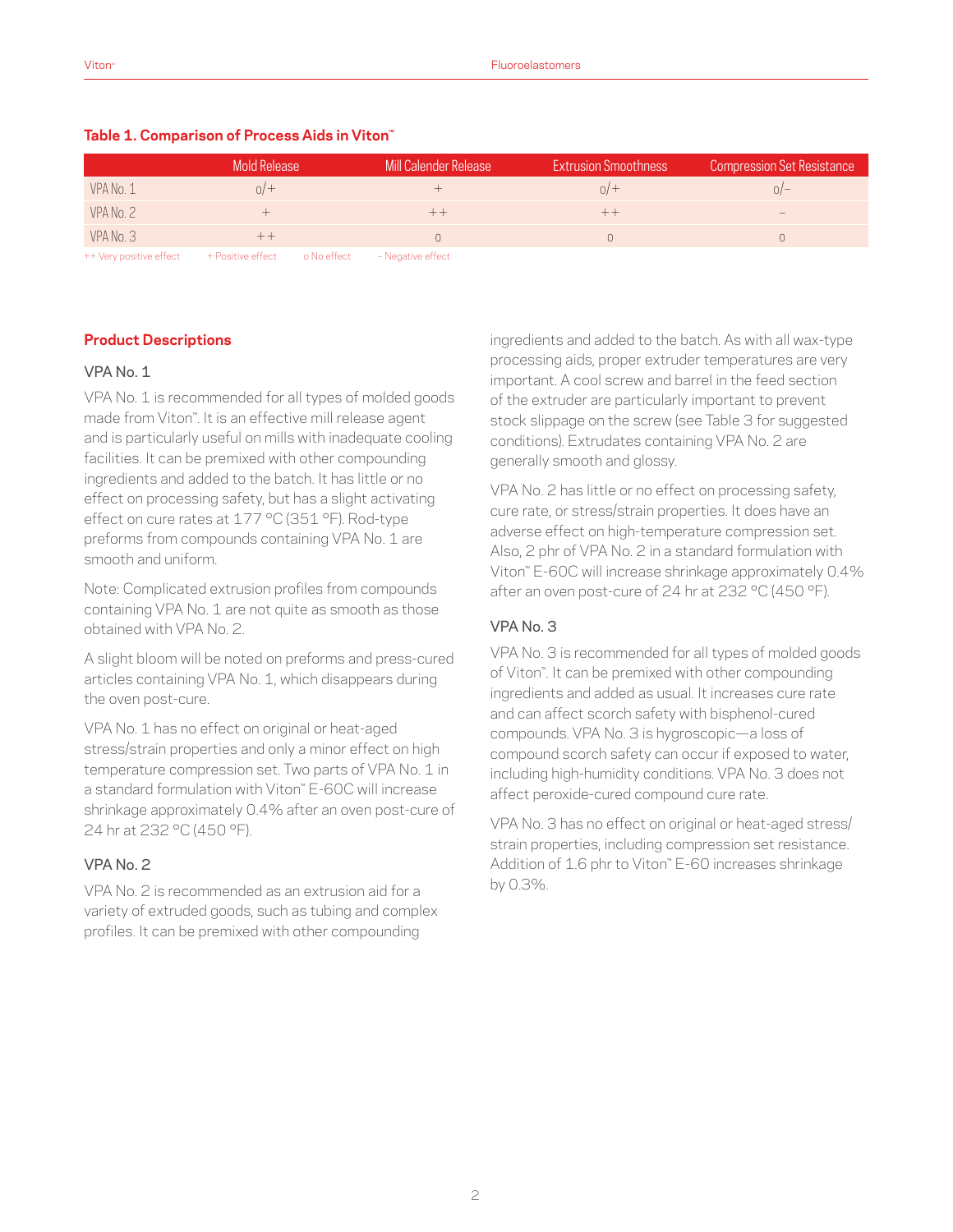**Table 1. Comparison of Process Aids in Viton™**

| | Mold Release | Mill Calender Release | Extrusion Smoothness | Compression Set Resistance |
|---|---|---|---|---|
| VPA No. 1 | o/+ | + | o/+ | o/– |
| VPA No. 2 | + | ++ | ++ | – |
| VPA No. 3 | ++ | o | o | o |

++ Very positive effect   + Positive effect   o No effect   – Negative effect

## Product Descriptions

### VPA No. 1

VPA No. 1 is recommended for all types of molded goods made from Viton™. It is an effective mill release agent and is particularly useful on mills with inadequate cooling facilities. It can be premixed with other compounding ingredients and added to the batch. It has little or no effect on processing safety, but has a slight activating effect on cure rates at 177 °C (351 °F). Rod-type preforms from compounds containing VPA No. 1 are smooth and uniform.

Note: Complicated extrusion profiles from compounds containing VPA No. 1 are not quite as smooth as those obtained with VPA No. 2.

A slight bloom will be noted on preforms and press-cured articles containing VPA No. 1, which disappears during the oven post-cure.

VPA No. 1 has no effect on original or heat-aged stress/strain properties and only a minor effect on high temperature compression set. Two parts of VPA No. 1 in a standard formulation with Viton™ E-60C will increase shrinkage approximately 0.4% after an oven post-cure of 24 hr at 232 °C (450 °F).

### VPA No. 2

VPA No. 2 is recommended as an extrusion aid for a variety of extruded goods, such as tubing and complex profiles. It can be premixed with other compounding ingredients and added to the batch. As with all wax-type processing aids, proper extruder temperatures are very important. A cool screw and barrel in the feed section of the extruder are particularly important to prevent stock slippage on the screw (see Table 3 for suggested conditions). Extrudates containing VPA No. 2 are generally smooth and glossy.

VPA No. 2 has little or no effect on processing safety, cure rate, or stress/strain properties. It does have an adverse effect on high-temperature compression set. Also, 2 phr of VPA No. 2 in a standard formulation with Viton™ E-60C will increase shrinkage approximately 0.4% after an oven post-cure of 24 hr at 232 °C (450 °F).

### VPA No. 3

VPA No. 3 is recommended for all types of molded goods of Viton™. It can be premixed with other compounding ingredients and added as usual. It increases cure rate and can affect scorch safety with bisphenol-cured compounds. VPA No. 3 is hygroscopic—a loss of compound scorch safety can occur if exposed to water, including high-humidity conditions. VPA No. 3 does not affect peroxide-cured compound cure rate.

VPA No. 3 has no effect on original or heat-aged stress/strain properties, including compression set resistance. Addition of 1.6 phr to Viton™ E-60 increases shrinkage by 0.3%.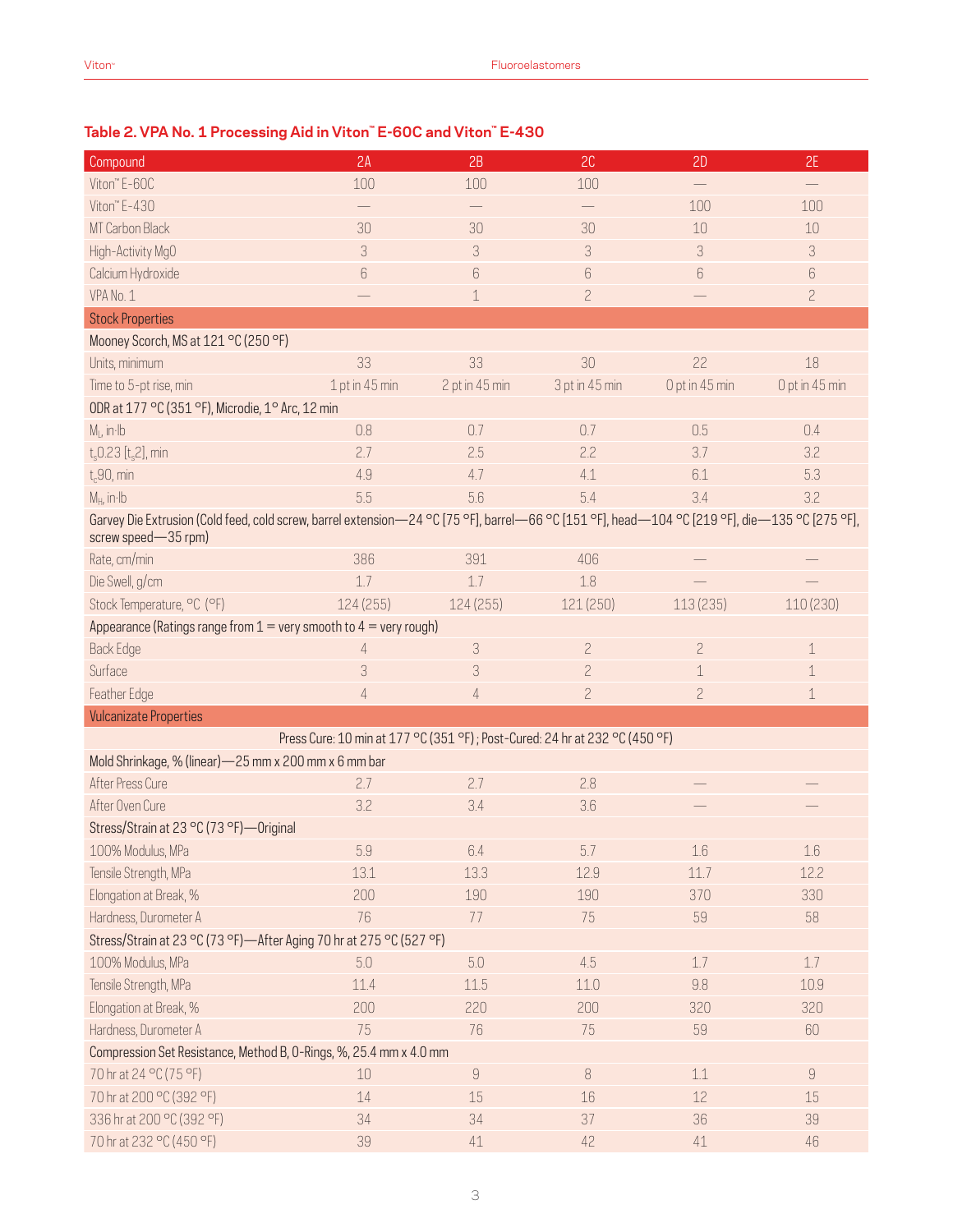### Table 2. VPA No. 1 Processing Aid in Viton™ E-60C and Viton™ E-430

| Compound | 2A | 2B | 2C | 2D | 2E |
|---|---|---|---|---|---|
| Viton™ E-60C | 100 | 100 | 100 | — | — |
| Viton™ E-430 | — | — | — | 100 | 100 |
| MT Carbon Black | 30 | 30 | 30 | 10 | 10 |
| High-Activity MgO | 3 | 3 | 3 | 3 | 3 |
| Calcium Hydroxide | 6 | 6 | 6 | 6 | 6 |
| VPA No. 1 | — | 1 | 2 | — | 2 |
| **Stock Properties** | | | | | |
| Mooney Scorch, MS at 121 °C (250 °F) | | | | | |
| Units, minimum | 33 | 33 | 30 | 22 | 18 |
| Time to 5-pt rise, min | 1 pt in 45 min | 2 pt in 45 min | 3 pt in 45 min | 0 pt in 45 min | 0 pt in 45 min |
| ODR at 177 °C (351 °F), Microdie, 1° Arc, 12 min | | | | | |
| $M_L$, in·lb | 0.8 | 0.7 | 0.7 | 0.5 | 0.4 |
| $t_s$0.23 [$t_s$2], min | 2.7 | 2.5 | 2.2 | 3.7 | 3.2 |
| $t_c$90, min | 4.9 | 4.7 | 4.1 | 6.1 | 5.3 |
| $M_H$, in·lb | 5.5 | 5.6 | 5.4 | 3.4 | 3.2 |
| Garvey Die Extrusion (Cold feed, cold screw, barrel extension—24 °C [75 °F], barrel—66 °C [151 °F], head—104 °C [219 °F], die—135 °C [275 °F], screw speed—35 rpm) | | | | | |
| Rate, cm/min | 386 | 391 | 406 | — | — |
| Die Swell, g/cm | 1.7 | 1.7 | 1.8 | — | — |
| Stock Temperature, °C (°F) | 124 (255) | 124 (255) | 121 (250) | 113 (235) | 110 (230) |
| Appearance (Ratings range from 1 = very smooth to 4 = very rough) | | | | | |
| Back Edge | 4 | 3 | 2 | 2 | 1 |
| Surface | 3 | 3 | 2 | 1 | 1 |
| Feather Edge | 4 | 4 | 2 | 2 | 1 |
| **Vulcanizate Properties** | | | | | |
| Press Cure: 10 min at 177 °C (351 °F) ; Post-Cured: 24 hr at 232 °C (450 °F) | | | | | |
| Mold Shrinkage, % (linear)—25 mm x 200 mm x 6 mm bar | | | | | |
| After Press Cure | 2.7 | 2.7 | 2.8 | — | — |
| After Oven Cure | 3.2 | 3.4 | 3.6 | — | — |
| Stress/Strain at 23 °C (73 °F)—Original | | | | | |
| 100% Modulus, MPa | 5.9 | 6.4 | 5.7 | 1.6 | 1.6 |
| Tensile Strength, MPa | 13.1 | 13.3 | 12.9 | 11.7 | 12.2 |
| Elongation at Break, % | 200 | 190 | 190 | 370 | 330 |
| Hardness, Durometer A | 76 | 77 | 75 | 59 | 58 |
| Stress/Strain at 23 °C (73 °F)—After Aging 70 hr at 275 °C (527 °F) | | | | | |
| 100% Modulus, MPa | 5.0 | 5.0 | 4.5 | 1.7 | 1.7 |
| Tensile Strength, MPa | 11.4 | 11.5 | 11.0 | 9.8 | 10.9 |
| Elongation at Break, % | 200 | 220 | 200 | 320 | 320 |
| Hardness, Durometer A | 75 | 76 | 75 | 59 | 60 |
| Compression Set Resistance, Method B, O-Rings, %, 25.4 mm x 4.0 mm | | | | | |
| 70 hr at 24 °C (75 °F) | 10 | 9 | 8 | 1.1 | 9 |
| 70 hr at 200 °C (392 °F) | 14 | 15 | 16 | 12 | 15 |
| 336 hr at 200 °C (392 °F) | 34 | 34 | 37 | 36 | 39 |
| 70 hr at 232 °C (450 °F) | 39 | 41 | 42 | 41 | 46 |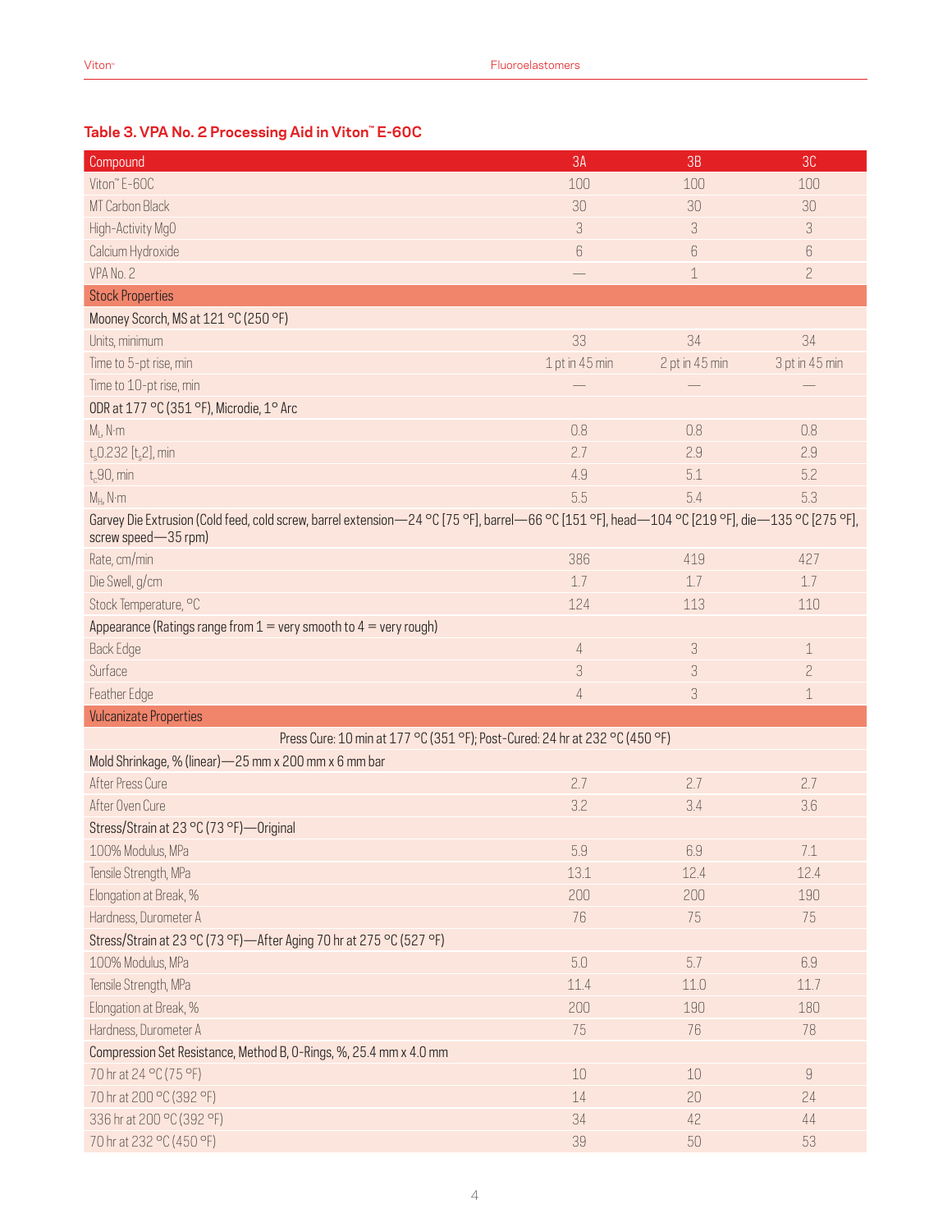### Table 3. VPA No. 2 Processing Aid in Viton™ E-60C

| Compound | 3A | 3B | 3C |
|---|---|---|---|
| Viton™ E-60C | 100 | 100 | 100 |
| MT Carbon Black | 30 | 30 | 30 |
| High-Activity MgO | 3 | 3 | 3 |
| Calcium Hydroxide | 6 | 6 | 6 |
| VPA No. 2 | — | 1 | 2 |
| **Stock Properties** | | | |
| Mooney Scorch, MS at 121 °C (250 °F) | | | |
| Units, minimum | 33 | 34 | 34 |
| Time to 5-pt rise, min | 1 pt in 45 min | 2 pt in 45 min | 3 pt in 45 min |
| Time to 10-pt rise, min | — | — | — |
| ODR at 177 °C (351 °F), Microdie, 1° Arc | | | |
| $M_L$, N·m | 0.8 | 0.8 | 0.8 |
| $t_s0.232$ [$t_s2$], min | 2.7 | 2.9 | 2.9 |
| $t_c90$, min | 4.9 | 5.1 | 5.2 |
| $M_H$, N·m | 5.5 | 5.4 | 5.3 |
| Garvey Die Extrusion (Cold feed, cold screw, barrel extension—24 °C [75 °F], barrel—66 °C [151 °F], head—104 °C [219 °F], die—135 °C [275 °F], screw speed—35 rpm) | | | |
| Rate, cm/min | 386 | 419 | 427 |
| Die Swell, g/cm | 1.7 | 1.7 | 1.7 |
| Stock Temperature, °C | 124 | 113 | 110 |
| Appearance (Ratings range from 1 = very smooth to 4 = very rough) | | | |
| Back Edge | 4 | 3 | 1 |
| Surface | 3 | 3 | 2 |
| Feather Edge | 4 | 3 | 1 |
| **Vulcanizate Properties** | | | |
| Press Cure: 10 min at 177 °C (351 °F); Post-Cured: 24 hr at 232 °C (450 °F) | | | |
| Mold Shrinkage, % (linear)—25 mm x 200 mm x 6 mm bar | | | |
| After Press Cure | 2.7 | 2.7 | 2.7 |
| After Oven Cure | 3.2 | 3.4 | 3.6 |
| Stress/Strain at 23 °C (73 °F)—Original | | | |
| 100% Modulus, MPa | 5.9 | 6.9 | 7.1 |
| Tensile Strength, MPa | 13.1 | 12.4 | 12.4 |
| Elongation at Break, % | 200 | 200 | 190 |
| Hardness, Durometer A | 76 | 75 | 75 |
| Stress/Strain at 23 °C (73 °F)—After Aging 70 hr at 275 °C (527 °F) | | | |
| 100% Modulus, MPa | 5.0 | 5.7 | 6.9 |
| Tensile Strength, MPa | 11.4 | 11.0 | 11.7 |
| Elongation at Break, % | 200 | 190 | 180 |
| Hardness, Durometer A | 75 | 76 | 78 |
| Compression Set Resistance, Method B, O-Rings, %, 25.4 mm x 4.0 mm | | | |
| 70 hr at 24 °C (75 °F) | 10 | 10 | 9 |
| 70 hr at 200 °C (392 °F) | 14 | 20 | 24 |
| 336 hr at 200 °C (392 °F) | 34 | 42 | 44 |
| 70 hr at 232 °C (450 °F) | 39 | 50 | 53 |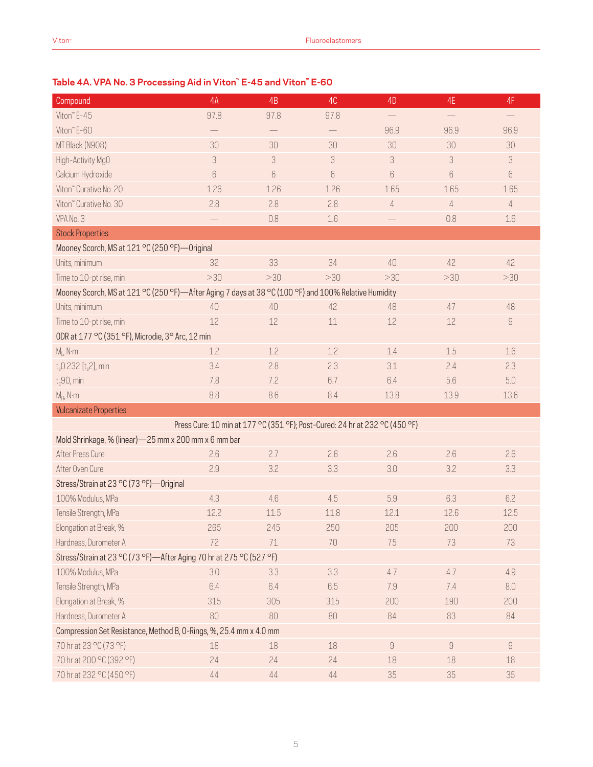### Table 4A. VPA No. 3 Processing Aid in Viton™ E-45 and Viton™ E-60

| Compound | 4A | 4B | 4C | 4D | 4E | 4F |
|---|---|---|---|---|---|---|
| Viton™ E-45 | 97.8 | 97.8 | 97.8 | — | — | — |
| Viton™ E-60 | — | — | — | 96.9 | 96.9 | 96.9 |
| MT Black (N908) | 30 | 30 | 30 | 30 | 30 | 30 |
| High-Activity MgO | 3 | 3 | 3 | 3 | 3 | 3 |
| Calcium Hydroxide | 6 | 6 | 6 | 6 | 6 | 6 |
| Viton™ Curative No. 20 | 1.26 | 1.26 | 1.26 | 1.65 | 1.65 | 1.65 |
| Viton™ Curative No. 30 | 2.8 | 2.8 | 2.8 | 4 | 4 | 4 |
| VPA No. 3 | — | 0.8 | 1.6 | — | 0.8 | 1.6 |
| **Stock Properties** | | | | | | |
| Mooney Scorch, MS at 121 °C (250 °F)—Original | | | | | | |
| Units, minimum | 32 | 33 | 34 | 40 | 42 | 42 |
| Time to 10-pt rise, min | >30 | >30 | >30 | >30 | >30 | >30 |
| Mooney Scorch, MS at 121 °C (250 °F)—After Aging 7 days at 38 °C (100 °F) and 100% Relative Humidity | | | | | | |
| Units, minimum | 40 | 40 | 42 | 48 | 47 | 48 |
| Time to 10-pt rise, min | 12 | 12 | 11 | 12 | 12 | 9 |
| ODR at 177 °C (351 °F), Microdie, 3° Arc, 12 min | | | | | | |
| $M_L$, N·m | 1.2 | 1.2 | 1.2 | 1.4 | 1.5 | 1.6 |
| $t_s0.232$ [$t_s2$], min | 3.4 | 2.8 | 2.3 | 3.1 | 2.4 | 2.3 |
| $t_c90$, min | 7.8 | 7.2 | 6.7 | 6.4 | 5.6 | 5.0 |
| $M_H$, N·m | 8.8 | 8.6 | 8.4 | 13.8 | 13.9 | 13.6 |
| **Vulcanizate Properties** | | | | | | |
| Press Cure: 10 min at 177 °C (351 °F); Post-Cured: 24 hr at 232 °C (450 °F) | | | | | | |
| Mold Shrinkage, % (linear)—25 mm x 200 mm x 6 mm bar | | | | | | |
| After Press Cure | 2.6 | 2.7 | 2.6 | 2.6 | 2.6 | 2.6 |
| After Oven Cure | 2.9 | 3.2 | 3.3 | 3.0 | 3.2 | 3.3 |
| Stress/Strain at 23 °C (73 °F)—Original | | | | | | |
| 100% Modulus, MPa | 4.3 | 4.6 | 4.5 | 5.9 | 6.3 | 6.2 |
| Tensile Strength, MPa | 12.2 | 11.5 | 11.8 | 12.1 | 12.6 | 12.5 |
| Elongation at Break, % | 265 | 245 | 250 | 205 | 200 | 200 |
| Hardness, Durometer A | 72 | 71 | 70 | 75 | 73 | 73 |
| Stress/Strain at 23 °C (73 °F)—After Aging 70 hr at 275 °C (527 °F) | | | | | | |
| 100% Modulus, MPa | 3.0 | 3.3 | 3.3 | 4.7 | 4.7 | 4.9 |
| Tensile Strength, MPa | 6.4 | 6.4 | 6.5 | 7.9 | 7.4 | 8.0 |
| Elongation at Break, % | 315 | 305 | 315 | 200 | 190 | 200 |
| Hardness, Durometer A | 80 | 80 | 80 | 84 | 83 | 84 |
| Compression Set Resistance, Method B, O-Rings, %, 25.4 mm x 4.0 mm | | | | | | |
| 70 hr at 23 °C (73 °F) | 18 | 18 | 18 | 9 | 9 | 9 |
| 70 hr at 200 °C (392 °F) | 24 | 24 | 24 | 18 | 18 | 18 |
| 70 hr at 232 °C (450 °F) | 44 | 44 | 44 | 35 | 35 | 35 |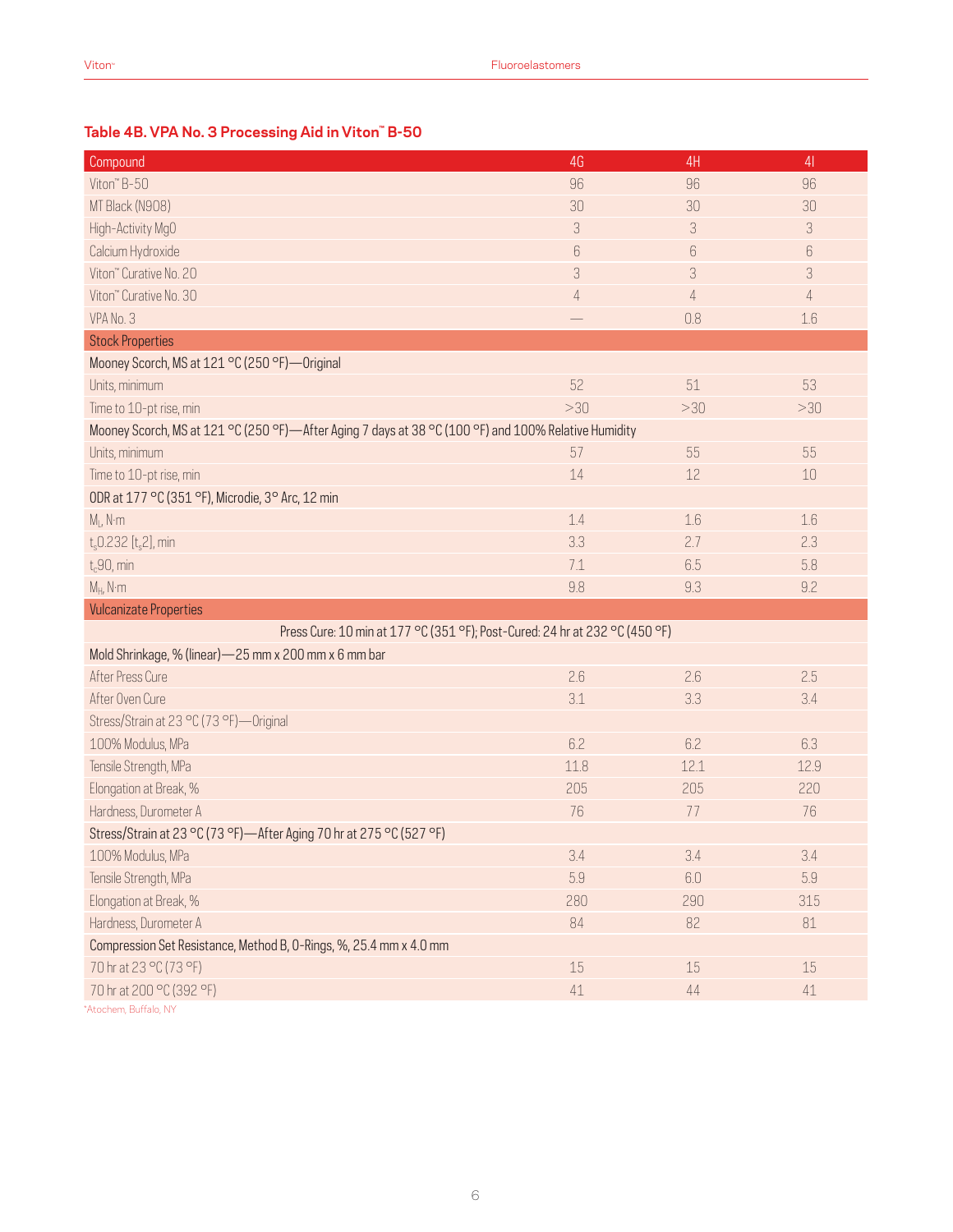### Table 4B. VPA No. 3 Processing Aid in Viton™ B-50

| Compound | 4G | 4H | 4I |
|---|---|---|---|
| Viton™ B-50 | 96 | 96 | 96 |
| MT Black (N908) | 30 | 30 | 30 |
| High-Activity MgO | 3 | 3 | 3 |
| Calcium Hydroxide | 6 | 6 | 6 |
| Viton™ Curative No. 20 | 3 | 3 | 3 |
| Viton™ Curative No. 30 | 4 | 4 | 4 |
| VPA No. 3 | — | 0.8 | 1.6 |
| **Stock Properties** | | | |
| Mooney Scorch, MS at 121 °C (250 °F)—Original | | | |
| Units, minimum | 52 | 51 | 53 |
| Time to 10-pt rise, min | >30 | >30 | >30 |
| Mooney Scorch, MS at 121 °C (250 °F)—After Aging 7 days at 38 °C (100 °F) and 100% Relative Humidity | | | |
| Units, minimum | 57 | 55 | 55 |
| Time to 10-pt rise, min | 14 | 12 | 10 |
| ODR at 177 °C (351 °F), Microdie, 3° Arc, 12 min | | | |
| $M_L$, N·m | 1.4 | 1.6 | 1.6 |
| $t_s$0.232 [$t_s$2], min | 3.3 | 2.7 | 2.3 |
| $t_c$90, min | 7.1 | 6.5 | 5.8 |
| $M_H$, N·m | 9.8 | 9.3 | 9.2 |
| **Vulcanizate Properties** | | | |
| Press Cure: 10 min at 177 °C (351 °F); Post-Cured: 24 hr at 232 °C (450 °F) | | | |
| Mold Shrinkage, % (linear)—25 mm x 200 mm x 6 mm bar | | | |
| After Press Cure | 2.6 | 2.6 | 2.5 |
| After Oven Cure | 3.1 | 3.3 | 3.4 |
| Stress/Strain at 23 °C (73 °F)—Original | | | |
| 100% Modulus, MPa | 6.2 | 6.2 | 6.3 |
| Tensile Strength, MPa | 11.8 | 12.1 | 12.9 |
| Elongation at Break, % | 205 | 205 | 220 |
| Hardness, Durometer A | 76 | 77 | 76 |
| Stress/Strain at 23 °C (73 °F)—After Aging 70 hr at 275 °C (527 °F) | | | |
| 100% Modulus, MPa | 3.4 | 3.4 | 3.4 |
| Tensile Strength, MPa | 5.9 | 6.0 | 5.9 |
| Elongation at Break, % | 280 | 290 | 315 |
| Hardness, Durometer A | 84 | 82 | 81 |
| Compression Set Resistance, Method B, O-Rings, %, 25.4 mm x 4.0 mm | | | |
| 70 hr at 23 °C (73 °F) | 15 | 15 | 15 |
| 70 hr at 200 °C (392 °F) | 41 | 44 | 41 |

*Atochem, Buffalo, NY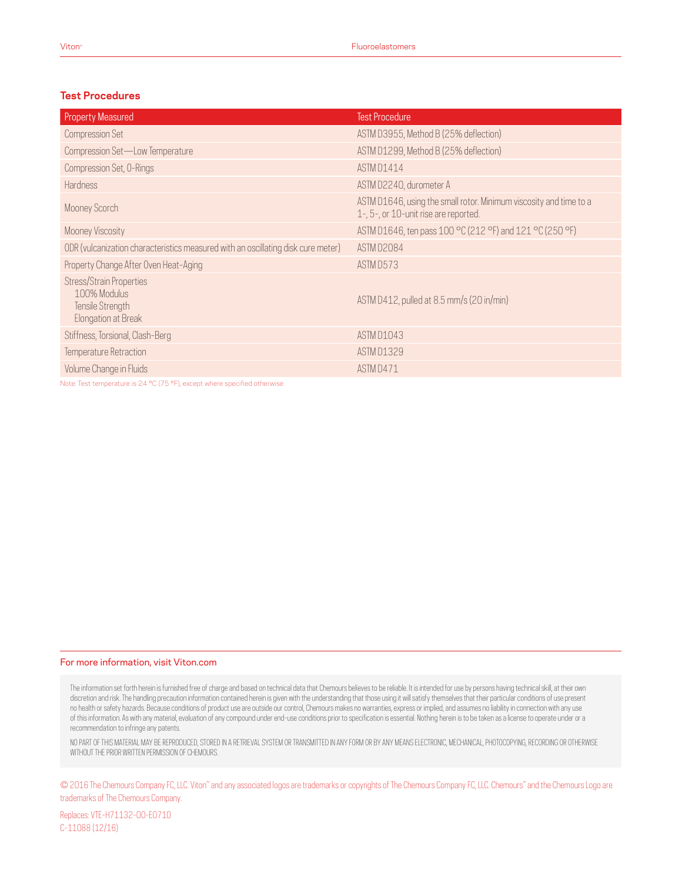## Test Procedures

| Property Measured | Test Procedure |
|---|---|
| Compression Set | ASTM D3955, Method B (25% deflection) |
| Compression Set—Low Temperature | ASTM D1299, Method B (25% deflection) |
| Compression Set, O-Rings | ASTM D1414 |
| Hardness | ASTM D2240, durometer A |
| Mooney Scorch | ASTM D1646, using the small rotor. Minimum viscosity and time to a 1-, 5-, or 10-unit rise are reported. |
| Mooney Viscosity | ASTM D1646, ten pass 100 °C (212 °F) and 121 °C (250 °F) |
| ODR (vulcanization characteristics measured with an oscillating disk cure meter) | ASTM D2084 |
| Property Change After Oven Heat-Aging | ASTM D573 |
| Stress/Strain Properties<br>100% Modulus<br>Tensile Strength<br>Elongation at Break | ASTM D412, pulled at 8.5 mm/s (20 in/min) |
| Stiffness, Torsional, Clash-Berg | ASTM D1043 |
| Temperature Retraction | ASTM D1329 |
| Volume Change in Fluids | ASTM D471 |

Note: Test temperature is 24 °C (75 °F), except where specified otherwise

For more information, visit Viton.com

The information set forth herein is furnished free of charge and based on technical data that Chemours believes to be reliable. It is intended for use by persons having technical skill, at their own discretion and risk. The handling precaution information contained herein is given with the understanding that those using it will satisfy themselves that their particular conditions of use present no health or safety hazards. Because conditions of product use are outside our control, Chemours makes no warranties, express or implied, and assumes no liability in connection with any use of this information. As with any material, evaluation of any compound under end-use conditions prior to specification is essential. Nothing herein is to be taken as a license to operate under or a recommendation to infringe any patents.

NO PART OF THIS MATERIAL MAY BE REPRODUCED, STORED IN A RETRIEVAL SYSTEM OR TRANSMITTED IN ANY FORM OR BY ANY MEANS ELECTRONIC, MECHANICAL, PHOTOCOPYING, RECORDING OR OTHERWISE WITHOUT THE PRIOR WRITTEN PERMISSION OF CHEMOURS.

© 2016 The Chemours Company FC, LLC. Viton™ and any associated logos are trademarks or copyrights of The Chemours Company FC, LLC. Chemours™ and the Chemours Logo are trademarks of The Chemours Company.

Replaces: VTE-H71132-00-E0710
C-11088 (12/16)